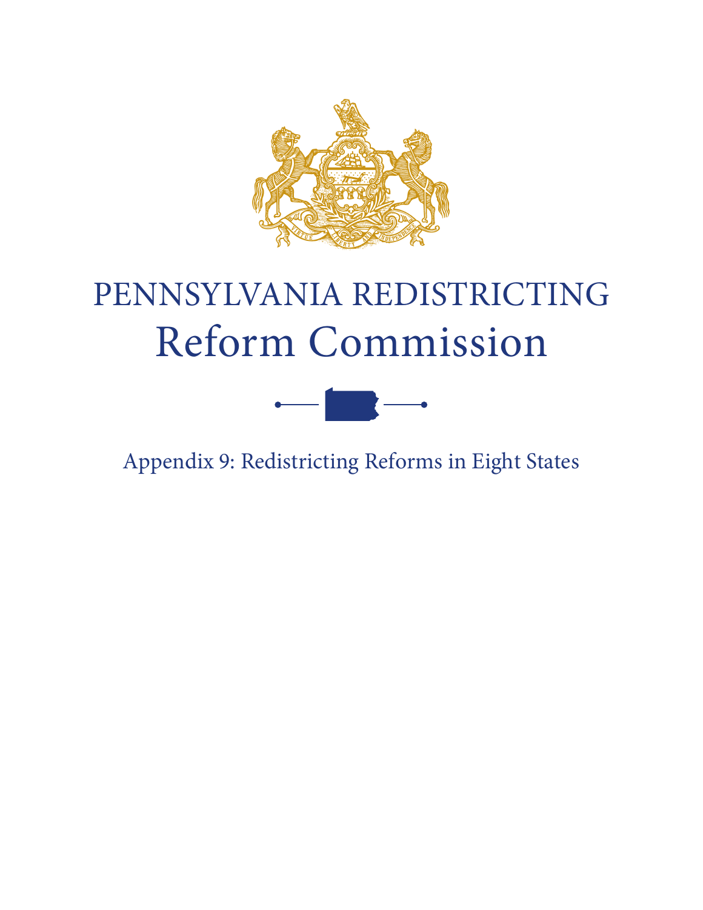# PENNSYLVANIA REDISTRICTING Reform Commission

## Appendix 9: Redistricting Reforms in Eight States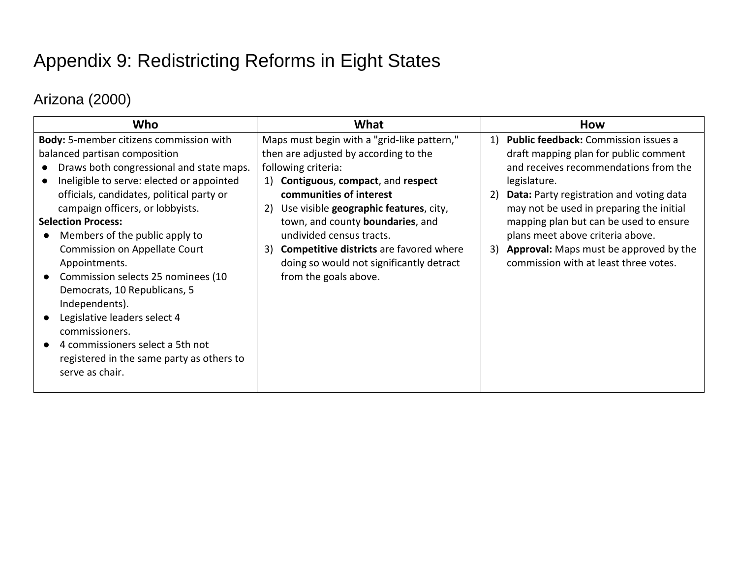# Appendix 9: Redistricting Reforms in Eight States

## Arizona (2000)

| Who | What | How |
|---|---|---|
| **Body:** 5-member citizens commission with balanced partisan composition<br>● Draws both congressional and state maps.<br>● Ineligible to serve: elected or appointed officials, candidates, political party or campaign officers, or lobbyists.<br>**Selection Process:**<br>● Members of the public apply to Commission on Appellate Court Appointments.<br>● Commission selects 25 nominees (10 Democrats, 10 Republicans, 5 Independents).<br>● Legislative leaders select 4 commissioners.<br>● 4 commissioners select a 5th not registered in the same party as others to serve as chair. | Maps must begin with a "grid-like pattern," then are adjusted by according to the following criteria:<br>1) **Contiguous**, **compact**, and **respect communities of interest**<br>2) Use visible **geographic features**, city, town, and county **boundaries**, and undivided census tracts.<br>3) **Competitive districts** are favored where doing so would not significantly detract from the goals above. | 1) **Public feedback:** Commission issues a draft mapping plan for public comment and receives recommendations from the legislature.<br>2) **Data:** Party registration and voting data may not be used in preparing the initial mapping plan but can be used to ensure plans meet above criteria above.<br>3) **Approval:** Maps must be approved by the commission with at least three votes. |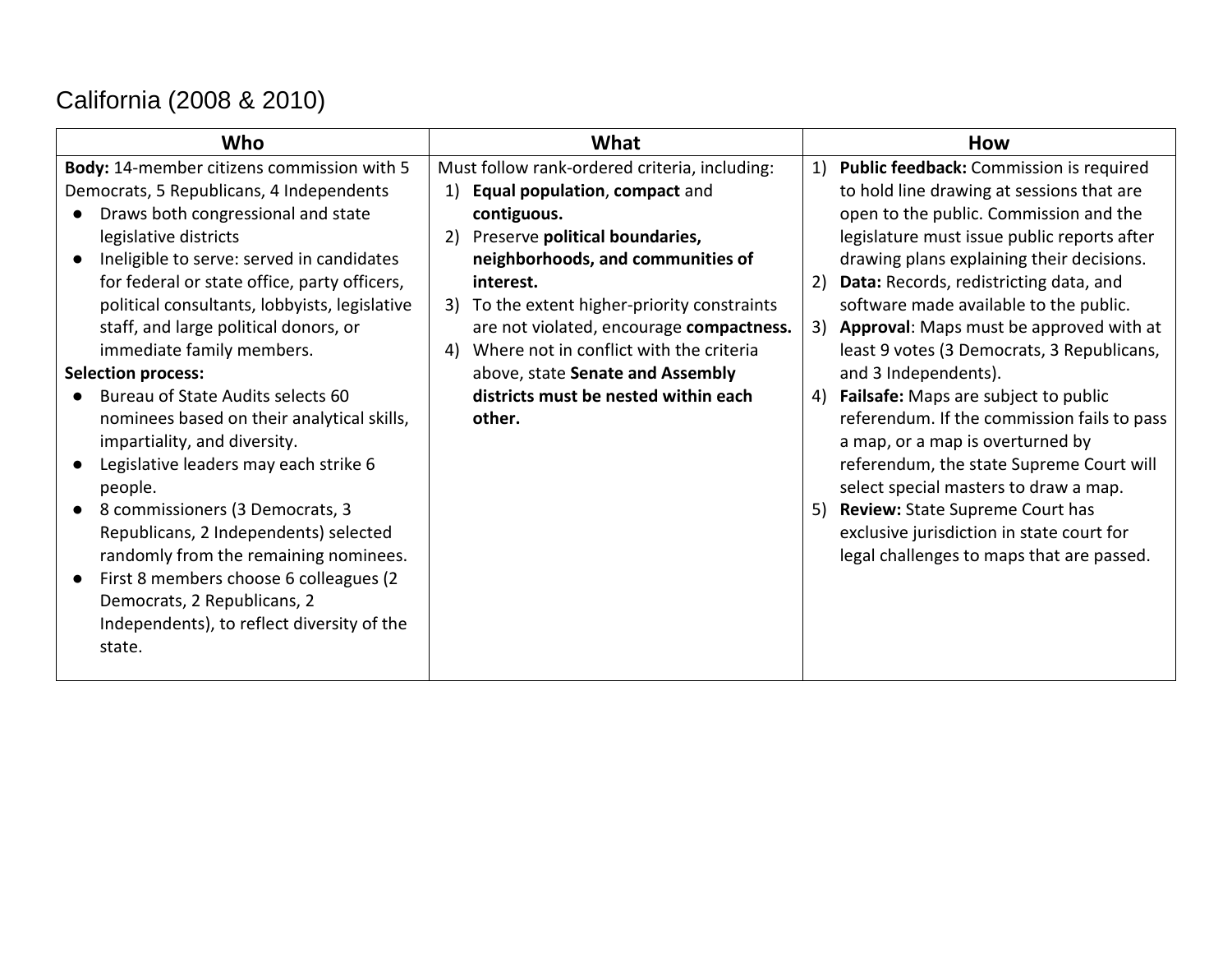## California (2008 & 2010)

| Who | What | How |
|---|---|---|
| **Body:** 14-member citizens commission with 5 Democrats, 5 Republicans, 4 Independents<br>● Draws both congressional and state legislative districts<br>● Ineligible to serve: served in candidates for federal or state office, party officers, political consultants, lobbyists, legislative staff, and large political donors, or immediate family members.<br>**Selection process:**<br>● Bureau of State Audits selects 60 nominees based on their analytical skills, impartiality, and diversity.<br>● Legislative leaders may each strike 6 people.<br>● 8 commissioners (3 Democrats, 3 Republicans, 2 Independents) selected randomly from the remaining nominees.<br>● First 8 members choose 6 colleagues (2 Democrats, 2 Republicans, 2 Independents), to reflect diversity of the state. | Must follow rank-ordered criteria, including:<br>1) **Equal population**, **compact** and **contiguous.**<br>2) Preserve **political boundaries, neighborhoods, and communities of interest.**<br>3) To the extent higher-priority constraints are not violated, encourage **compactness.**<br>4) Where not in conflict with the criteria above, state **Senate and Assembly districts must be nested within each other.** | 1) **Public feedback:** Commission is required to hold line drawing at sessions that are open to the public. Commission and the legislature must issue public reports after drawing plans explaining their decisions.<br>2) **Data:** Records, redistricting data, and software made available to the public.<br>3) **Approval**: Maps must be approved with at least 9 votes (3 Democrats, 3 Republicans, and 3 Independents).<br>4) **Failsafe:** Maps are subject to public referendum. If the commission fails to pass a map, or a map is overturned by referendum, the state Supreme Court will select special masters to draw a map.<br>5) **Review:** State Supreme Court has exclusive jurisdiction in state court for legal challenges to maps that are passed. |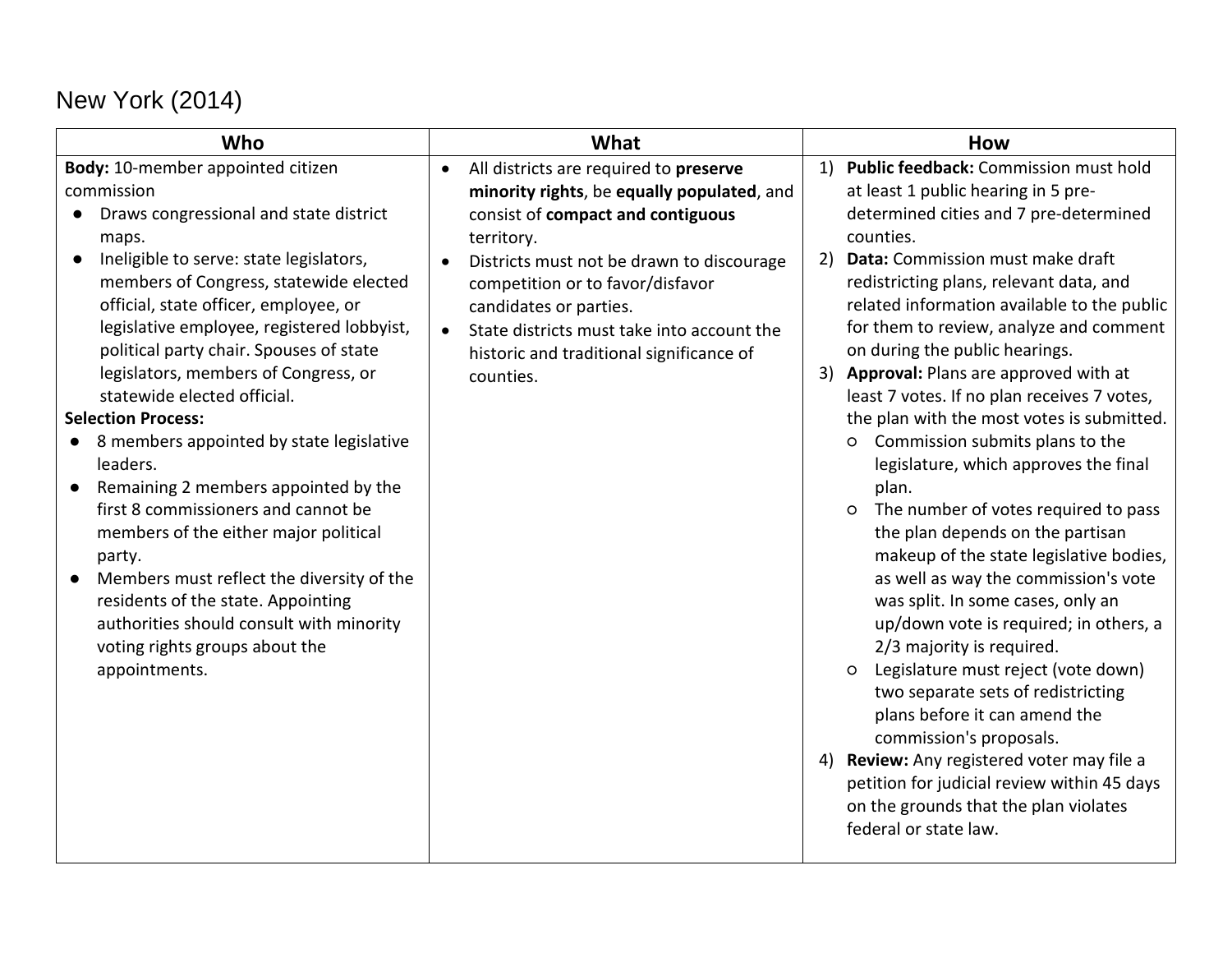## New York (2014)

| Who | What | How |
| --- | --- | --- |
| **Body:** 10-member appointed citizen commission<br>● Draws congressional and state district maps.<br>● Ineligible to serve: state legislators, members of Congress, statewide elected official, state officer, employee, or legislative employee, registered lobbyist, political party chair. Spouses of state legislators, members of Congress, or statewide elected official.<br>**Selection Process:**<br>● 8 members appointed by state legislative leaders.<br>● Remaining 2 members appointed by the first 8 commissioners and cannot be members of the either major political party.<br>● Members must reflect the diversity of the residents of the state. Appointing authorities should consult with minority voting rights groups about the appointments. | • All districts are required to **preserve minority rights**, be **equally populated**, and consist of **compact and contiguous** territory.<br>• Districts must not be drawn to discourage competition or to favor/disfavor candidates or parties.<br>• State districts must take into account the historic and traditional significance of counties. | 1) **Public feedback:** Commission must hold at least 1 public hearing in 5 pre-determined cities and 7 pre-determined counties.<br>2) **Data:** Commission must make draft redistricting plans, relevant data, and related information available to the public for them to review, analyze and comment on during the public hearings.<br>3) **Approval:** Plans are approved with at least 7 votes. If no plan receives 7 votes, the plan with the most votes is submitted.<br>○ Commission submits plans to the legislature, which approves the final plan.<br>○ The number of votes required to pass the plan depends on the partisan makeup of the state legislative bodies, as well as way the commission's vote was split. In some cases, only an up/down vote is required; in others, a 2/3 majority is required.<br>○ Legislature must reject (vote down) two separate sets of redistricting plans before it can amend the commission's proposals.<br>4) **Review:** Any registered voter may file a petition for judicial review within 45 days on the grounds that the plan violates federal or state law. |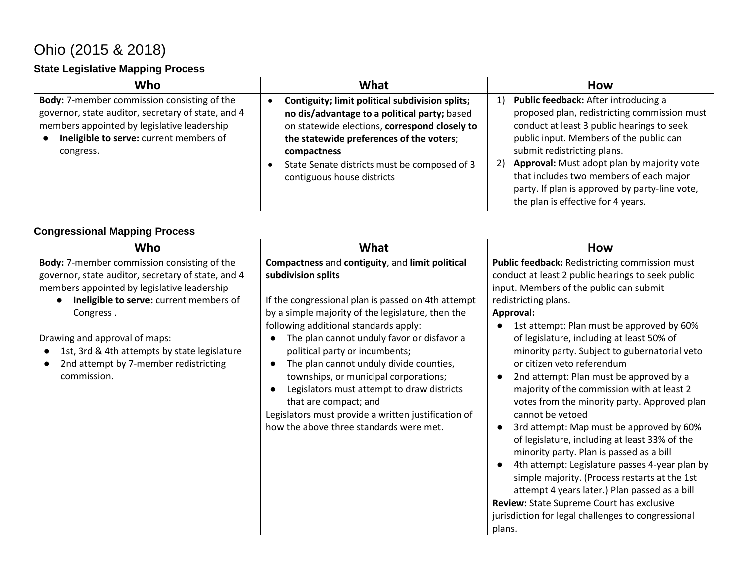# Ohio (2015 & 2018)

### State Legislative Mapping Process

| Who | What | How |
| --- | --- | --- |
| **Body:** 7-member commission consisting of the governor, state auditor, secretary of state, and 4 members appointed by legislative leadership<br>● **Ineligible to serve:** current members of congress. | • **Contiguity; limit political subdivision splits; no dis/advantage to a political party;** based on statewide elections, **correspond closely to the statewide preferences of the voters**; **compactness**<br>• State Senate districts must be composed of 3 contiguous house districts | 1) **Public feedback:** After introducing a proposed plan, redistricting commission must conduct at least 3 public hearings to seek public input. Members of the public can submit redistricting plans.<br>2) **Approval:** Must adopt plan by majority vote that includes two members of each major party. If plan is approved by party-line vote, the plan is effective for 4 years. |

### Congressional Mapping Process

| Who | What | How |
| --- | --- | --- |
| **Body:** 7-member commission consisting of the governor, state auditor, secretary of state, and 4 members appointed by legislative leadership<br>● **Ineligible to serve:** current members of Congress .<br><br>Drawing and approval of maps:<br>● 1st, 3rd & 4th attempts by state legislature<br>● 2nd attempt by 7-member redistricting commission. | **Compactness** and **contiguity**, and **limit political subdivision splits**<br><br>If the congressional plan is passed on 4th attempt by a simple majority of the legislature, then the following additional standards apply:<br>● The plan cannot unduly favor or disfavor a political party or incumbents;<br>● The plan cannot unduly divide counties, townships, or municipal corporations;<br>● Legislators must attempt to draw districts that are compact; and<br>Legislators must provide a written justification of how the above three standards were met. | **Public feedback:** Redistricting commission must conduct at least 2 public hearings to seek public input. Members of the public can submit redistricting plans.<br>**Approval:**<br>● 1st attempt: Plan must be approved by 60% of legislature, including at least 50% of minority party. Subject to gubernatorial veto or citizen veto referendum<br>● 2nd attempt: Plan must be approved by a majority of the commission with at least 2 votes from the minority party. Approved plan cannot be vetoed<br>● 3rd attempt: Map must be approved by 60% of legislature, including at least 33% of the minority party. Plan is passed as a bill<br>● 4th attempt: Legislature passes 4-year plan by simple majority. (Process restarts at the 1st attempt 4 years later.) Plan passed as a bill<br>**Review:** State Supreme Court has exclusive jurisdiction for legal challenges to congressional plans. |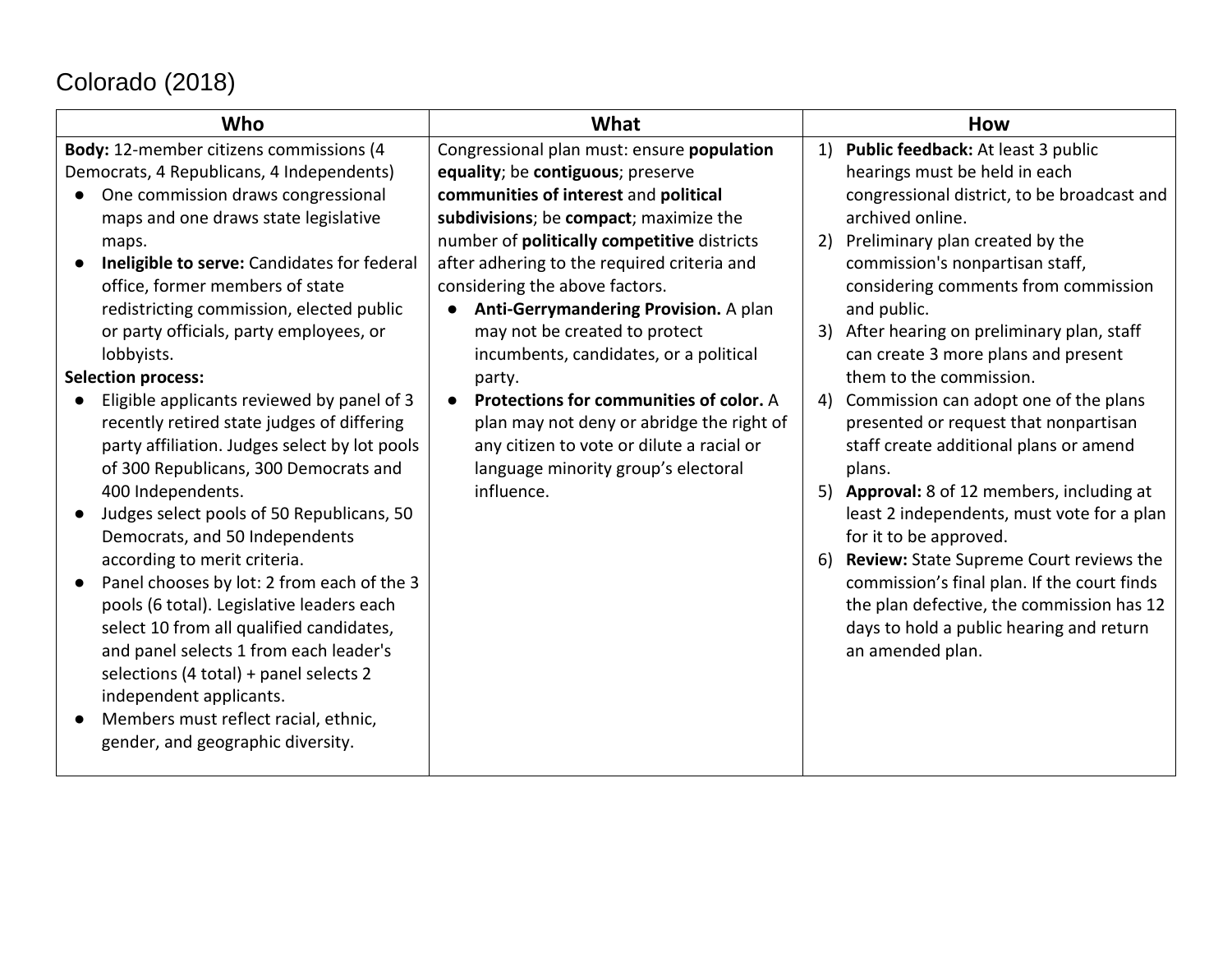# Colorado (2018)

| Who | What | How |
|---|---|---|
| **Body:** 12-member citizens commissions (4 Democrats, 4 Republicans, 4 Independents)<br>● One commission draws congressional maps and one draws state legislative maps.<br>● **Ineligible to serve:** Candidates for federal office, former members of state redistricting commission, elected public or party officials, party employees, or lobbyists.<br>**Selection process:**<br>● Eligible applicants reviewed by panel of 3 recently retired state judges of differing party affiliation. Judges select by lot pools of 300 Republicans, 300 Democrats and 400 Independents.<br>● Judges select pools of 50 Republicans, 50 Democrats, and 50 Independents according to merit criteria.<br>● Panel chooses by lot: 2 from each of the 3 pools (6 total). Legislative leaders each select 10 from all qualified candidates, and panel selects 1 from each leader's selections (4 total) + panel selects 2 independent applicants.<br>● Members must reflect racial, ethnic, gender, and geographic diversity. | Congressional plan must: ensure **population equality**; be **contiguous**; preserve **communities of interest** and **political subdivisions**; be **compact**; maximize the number of **politically competitive** districts after adhering to the required criteria and considering the above factors.<br>● **Anti-Gerrymandering Provision.** A plan may not be created to protect incumbents, candidates, or a political party.<br>● **Protections for communities of color.** A plan may not deny or abridge the right of any citizen to vote or dilute a racial or language minority group's electoral influence. | 1) **Public feedback:** At least 3 public hearings must be held in each congressional district, to be broadcast and archived online.<br>2) Preliminary plan created by the commission's nonpartisan staff, considering comments from commission and public.<br>3) After hearing on preliminary plan, staff can create 3 more plans and present them to the commission.<br>4) Commission can adopt one of the plans presented or request that nonpartisan staff create additional plans or amend plans.<br>5) **Approval:** 8 of 12 members, including at least 2 independents, must vote for a plan for it to be approved.<br>6) **Review:** State Supreme Court reviews the commission's final plan. If the court finds the plan defective, the commission has 12 days to hold a public hearing and return an amended plan. |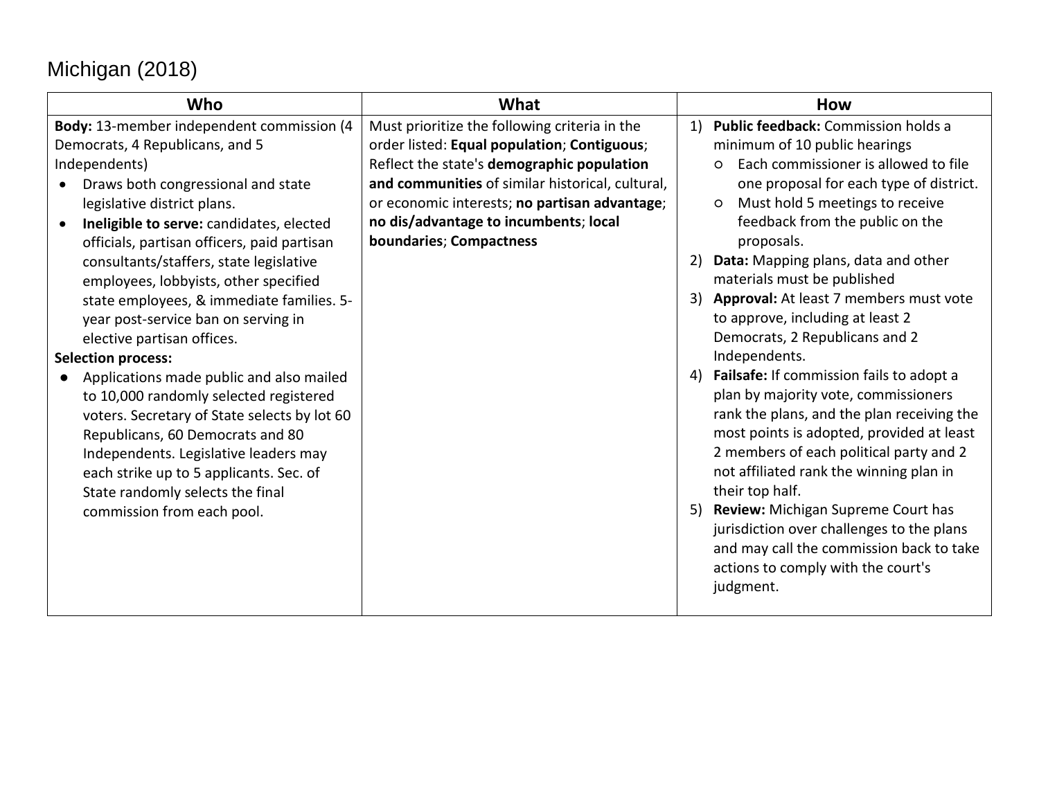# Michigan (2018)

| Who | What | How |
|---|---|---|
| **Body:** 13-member independent commission (4 Democrats, 4 Republicans, and 5 Independents)<br>• Draws both congressional and state legislative district plans.<br>• **Ineligible to serve:** candidates, elected officials, partisan officers, paid partisan consultants/staffers, state legislative employees, lobbyists, other specified state employees, & immediate families. 5-year post-service ban on serving in elective partisan offices.<br>**Selection process:**<br>• Applications made public and also mailed to 10,000 randomly selected registered voters. Secretary of State selects by lot 60 Republicans, 60 Democrats and 80 Independents. Legislative leaders may each strike up to 5 applicants. Sec. of State randomly selects the final commission from each pool. | Must prioritize the following criteria in the order listed: **Equal population**; **Contiguous**; Reflect the state's **demographic population and communities** of similar historical, cultural, or economic interests; **no partisan advantage**; **no dis/advantage to incumbents**; **local boundaries**; **Compactness** | 1) **Public feedback:** Commission holds a minimum of 10 public hearings<br>○ Each commissioner is allowed to file one proposal for each type of district.<br>○ Must hold 5 meetings to receive feedback from the public on the proposals.<br>2) **Data:** Mapping plans, data and other materials must be published<br>3) **Approval:** At least 7 members must vote to approve, including at least 2 Democrats, 2 Republicans and 2 Independents.<br>4) **Failsafe:** If commission fails to adopt a plan by majority vote, commissioners rank the plans, and the plan receiving the most points is adopted, provided at least 2 members of each political party and 2 not affiliated rank the winning plan in their top half.<br>5) **Review:** Michigan Supreme Court has jurisdiction over challenges to the plans and may call the commission back to take actions to comply with the court's judgment. |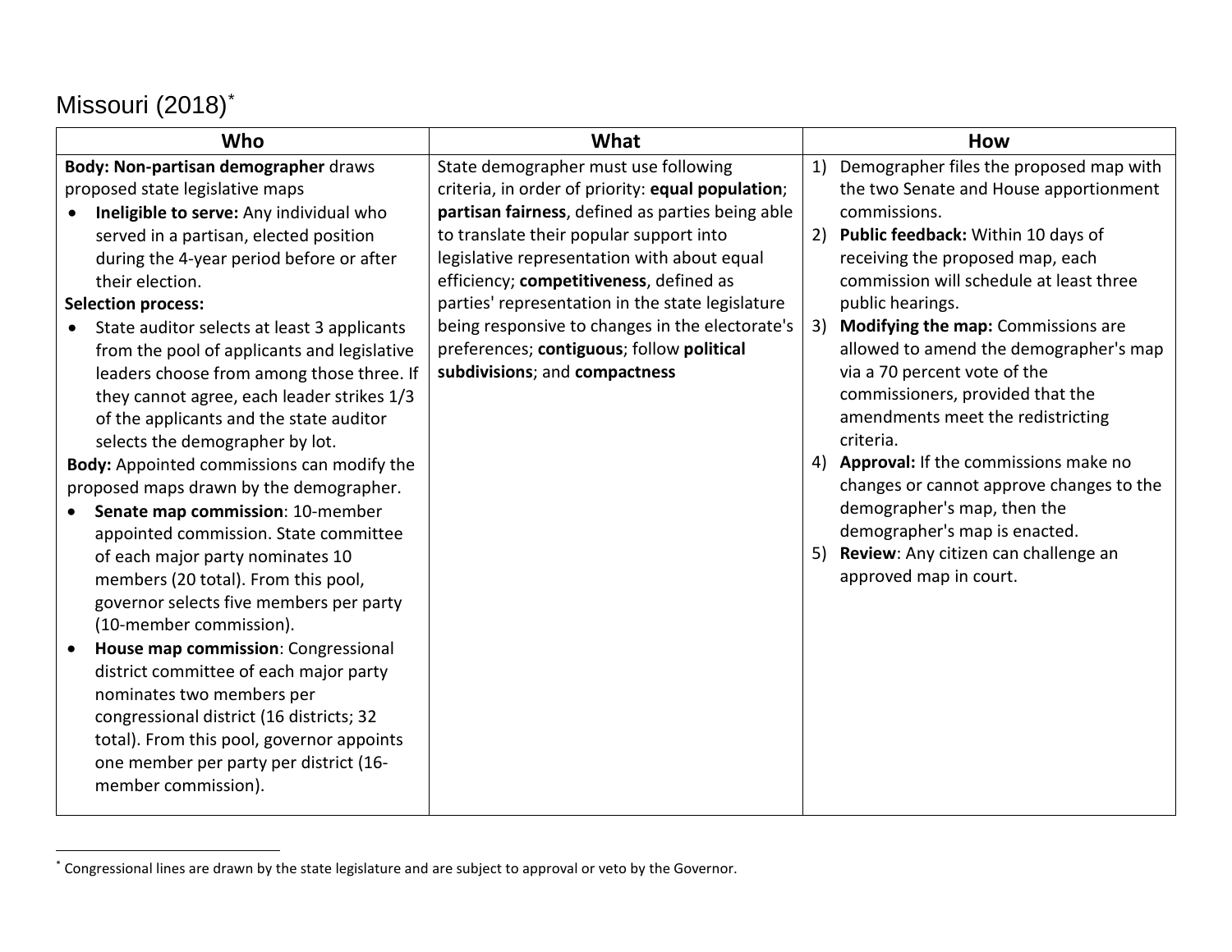## Missouri (2018)[*]

| Who | What | How |
|---|---|---|
| **Body: Non-partisan demographer** draws proposed state legislative maps<br>• **Ineligible to serve:** Any individual who served in a partisan, elected position during the 4-year period before or after their election.<br>**Selection process:**<br>• State auditor selects at least 3 applicants from the pool of applicants and legislative leaders choose from among those three. If they cannot agree, each leader strikes 1/3 of the applicants and the state auditor selects the demographer by lot.<br>**Body:** Appointed commissions can modify the proposed maps drawn by the demographer.<br>• **Senate map commission**: 10-member appointed commission. State committee of each major party nominates 10 members (20 total). From this pool, governor selects five members per party (10-member commission).<br>• **House map commission**: Congressional district committee of each major party nominates two members per congressional district (16 districts; 32 total). From this pool, governor appoints one member per party per district (16-member commission). | State demographer must use following criteria, in order of priority: **equal population**; **partisan fairness**, defined as parties being able to translate their popular support into legislative representation with about equal efficiency; **competitiveness**, defined as parties' representation in the state legislature being responsive to changes in the electorate's preferences; **contiguous**; follow **political subdivisions**; and **compactness** | 1) Demographer files the proposed map with the two Senate and House apportionment commissions.<br>2) **Public feedback:** Within 10 days of receiving the proposed map, each commission will schedule at least three public hearings.<br>3) **Modifying the map:** Commissions are allowed to amend the demographer's map via a 70 percent vote of the commissioners, provided that the amendments meet the redistricting criteria.<br>4) **Approval:** If the commissions make no changes or cannot approve changes to the demographer's map, then the demographer's map is enacted.<br>5) **Review**: Any citizen can challenge an approved map in court. |

[*] Congressional lines are drawn by the state legislature and are subject to approval or veto by the Governor.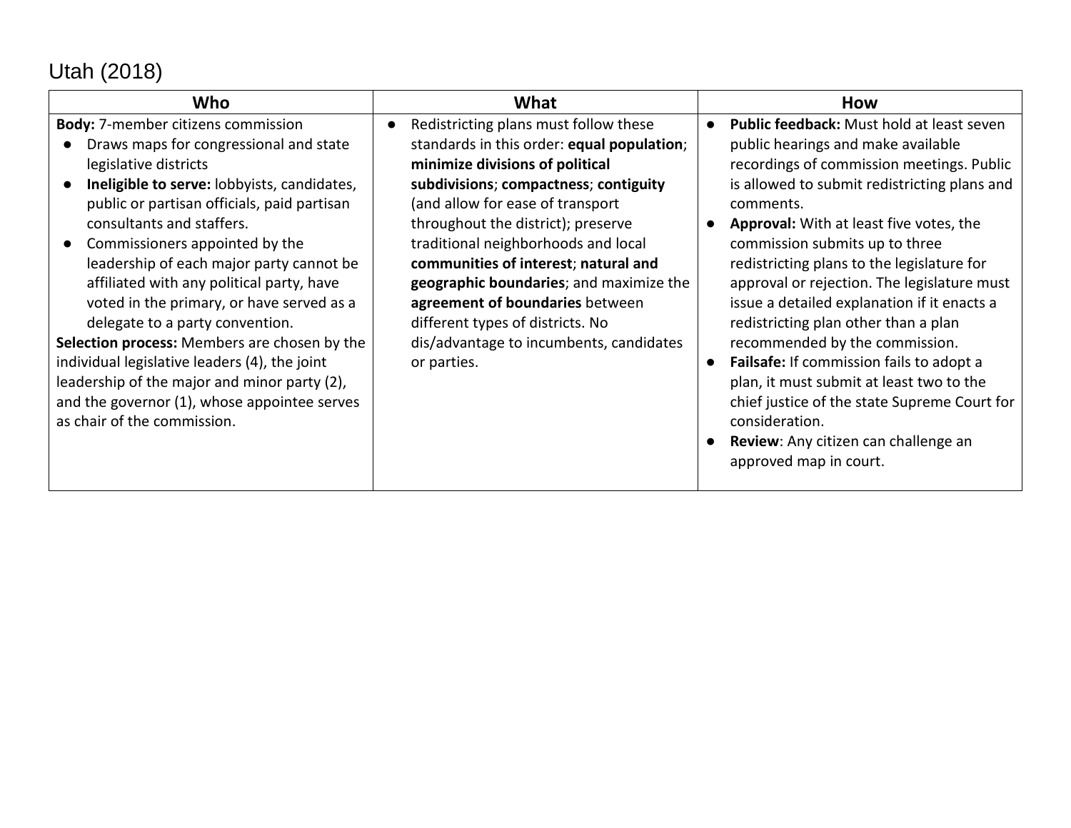## Utah (2018)

| Who | What | How |
|---|---|---|
| **Body:** 7-member citizens commission<br>● Draws maps for congressional and state legislative districts<br>● **Ineligible to serve:** lobbyists, candidates, public or partisan officials, paid partisan consultants and staffers.<br>● Commissioners appointed by the leadership of each major party cannot be affiliated with any political party, have voted in the primary, or have served as a delegate to a party convention.<br>**Selection process:** Members are chosen by the individual legislative leaders (4), the joint leadership of the major and minor party (2), and the governor (1), whose appointee serves as chair of the commission. | ● Redistricting plans must follow these standards in this order: **equal population**; **minimize divisions of political subdivisions**; **compactness**; **contiguity** (and allow for ease of transport throughout the district); preserve traditional neighborhoods and local **communities of interest**; **natural and geographic boundaries**; and maximize the **agreement of boundaries** between different types of districts. No dis/advantage to incumbents, candidates or parties. | ● **Public feedback:** Must hold at least seven public hearings and make available recordings of commission meetings. Public is allowed to submit redistricting plans and comments.<br>● **Approval:** With at least five votes, the commission submits up to three redistricting plans to the legislature for approval or rejection. The legislature must issue a detailed explanation if it enacts a redistricting plan other than a plan recommended by the commission.<br>● **Failsafe:** If commission fails to adopt a plan, it must submit at least two to the chief justice of the state Supreme Court for consideration.<br>● **Review**: Any citizen can challenge an approved map in court. |